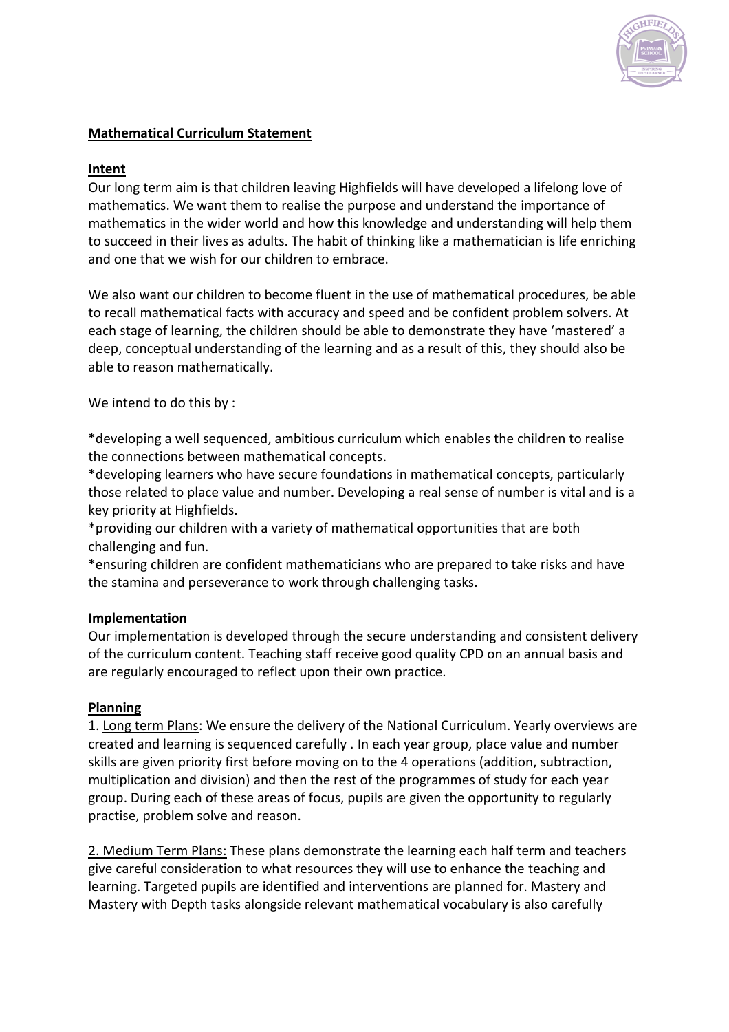**Mathematical Curriculum Statement**

**Intent**

Our long term aim is that children leaving Highfields will have developed a lifelong love of mathematics. We want them to realise the purpose and understand the importance of mathematics in the wider world and how this knowledge and understanding will help them to succeed in their lives as adults. The habit of thinking like a mathematician is life enriching and one that we wish for our children to embrace.

We also want our children to become fluent in the use of mathematical procedures, be able to recall mathematical facts with accuracy and speed and be confident problem solvers. At each stage of learning, the children should be able to demonstrate they have 'mastered' a deep, conceptual understanding of the learning and as a result of this, they should also be able to reason mathematically.

We intend to do this by :

*developing a well sequenced, ambitious curriculum which enables the children to realise the connections between mathematical concepts.
*developing learners who have secure foundations in mathematical concepts, particularly those related to place value and number. Developing a real sense of number is vital and is a key priority at Highfields.
*providing our children with a variety of mathematical opportunities that are both challenging and fun.
*ensuring children are confident mathematicians who are prepared to take risks and have the stamina and perseverance to work through challenging tasks.

**Implementation**

Our implementation is developed through the secure understanding and consistent delivery of the curriculum content. Teaching staff receive good quality CPD on an annual basis and are regularly encouraged to reflect upon their own practice.

**Planning**

1. Long term Plans: We ensure the delivery of the National Curriculum. Yearly overviews are created and learning is sequenced carefully . In each year group, place value and number skills are given priority first before moving on to the 4 operations (addition, subtraction, multiplication and division) and then the rest of the programmes of study for each year group. During each of these areas of focus, pupils are given the opportunity to regularly practise, problem solve and reason.

2. Medium Term Plans: These plans demonstrate the learning each half term and teachers give careful consideration to what resources they will use to enhance the teaching and learning. Targeted pupils are identified and interventions are planned for. Mastery and Mastery with Depth tasks alongside relevant mathematical vocabulary is also carefully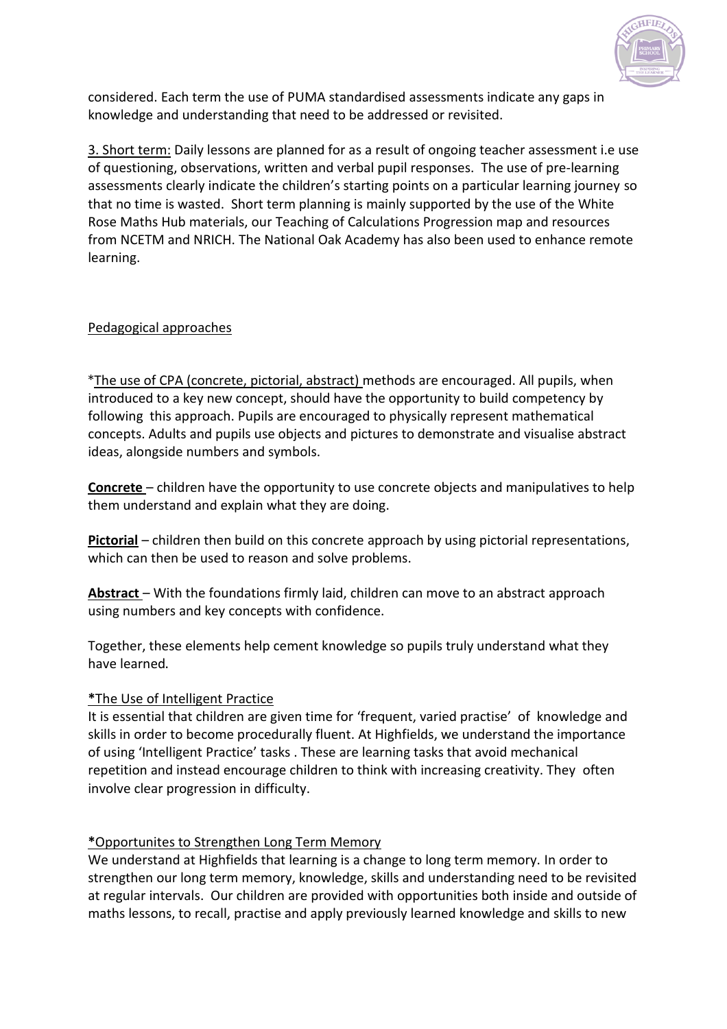considered. Each term the use of PUMA standardised assessments indicate any gaps in knowledge and understanding that need to be addressed or revisited.

3. Short term: Daily lessons are planned for as a result of ongoing teacher assessment i.e use of questioning, observations, written and verbal pupil responses. The use of pre-learning assessments clearly indicate the children's starting points on a particular learning journey so that no time is wasted. Short term planning is mainly supported by the use of the White Rose Maths Hub materials, our Teaching of Calculations Progression map and resources from NCETM and NRICH. The National Oak Academy has also been used to enhance remote learning.

Pedagogical approaches

*The use of CPA (concrete, pictorial, abstract) methods are encouraged. All pupils, when introduced to a key new concept, should have the opportunity to build competency by following this approach. Pupils are encouraged to physically represent mathematical concepts. Adults and pupils use objects and pictures to demonstrate and visualise abstract ideas, alongside numbers and symbols.

**Concrete** – children have the opportunity to use concrete objects and manipulatives to help them understand and explain what they are doing.

**Pictorial** – children then build on this concrete approach by using pictorial representations, which can then be used to reason and solve problems.

**Abstract** – With the foundations firmly laid, children can move to an abstract approach using numbers and key concepts with confidence.

Together, these elements help cement knowledge so pupils truly understand what they have learned.

**\***The Use of Intelligent Practice

It is essential that children are given time for 'frequent, varied practise' of knowledge and skills in order to become procedurally fluent. At Highfields, we understand the importance of using 'Intelligent Practice' tasks . These are learning tasks that avoid mechanical repetition and instead encourage children to think with increasing creativity. They often involve clear progression in difficulty.

**\***Opportunites to Strengthen Long Term Memory

We understand at Highfields that learning is a change to long term memory. In order to strengthen our long term memory, knowledge, skills and understanding need to be revisited at regular intervals. Our children are provided with opportunities both inside and outside of maths lessons, to recall, practise and apply previously learned knowledge and skills to new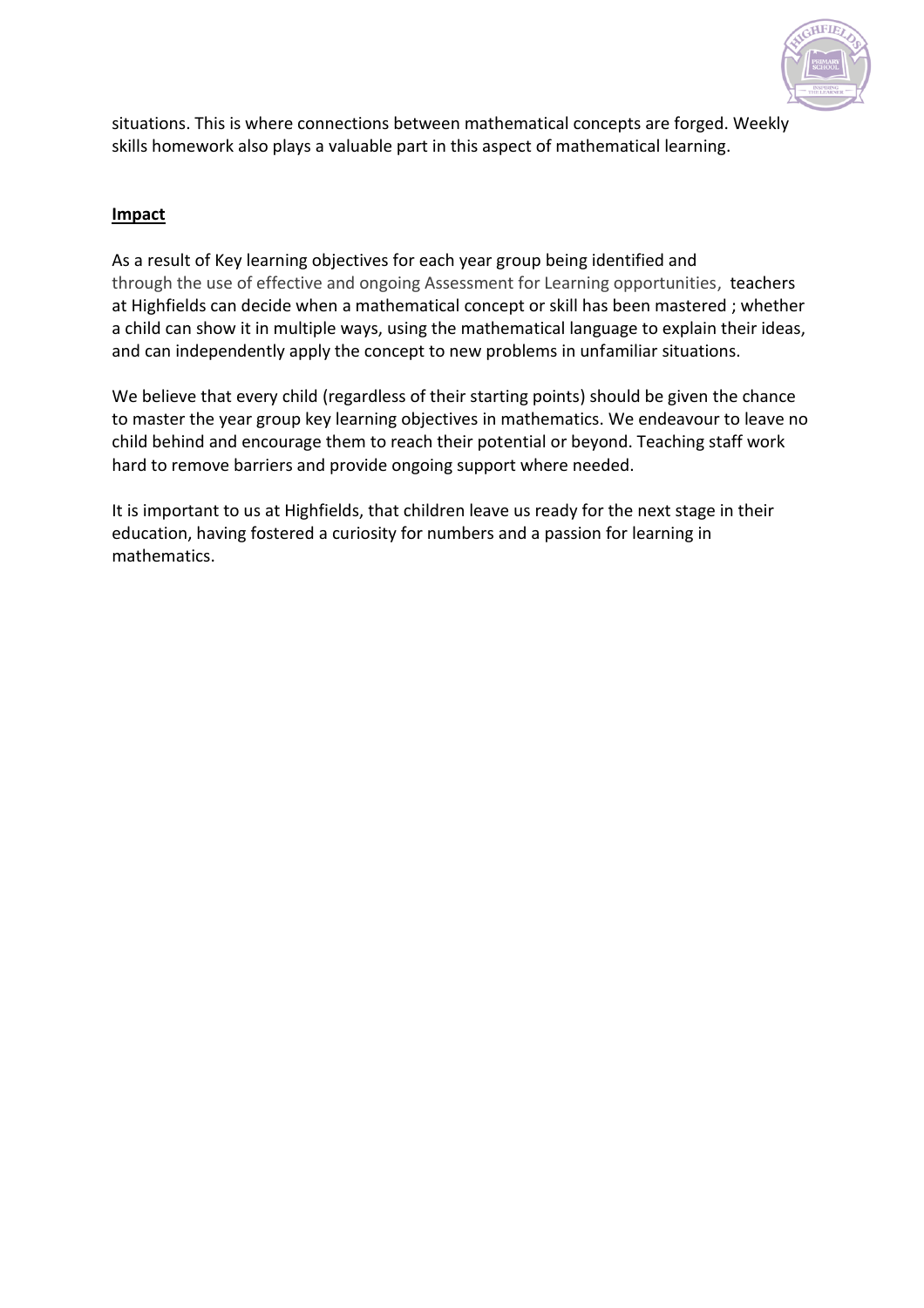situations. This is where connections between mathematical concepts are forged. Weekly skills homework also plays a valuable part in this aspect of mathematical learning.

## **Impact**

As a result of Key learning objectives for each year group being identified and through the use of effective and ongoing Assessment for Learning opportunities, teachers at Highfields can decide when a mathematical concept or skill has been mastered ; whether a child can show it in multiple ways, using the mathematical language to explain their ideas, and can independently apply the concept to new problems in unfamiliar situations.

We believe that every child (regardless of their starting points) should be given the chance to master the year group key learning objectives in mathematics. We endeavour to leave no child behind and encourage them to reach their potential or beyond. Teaching staff work hard to remove barriers and provide ongoing support where needed.

It is important to us at Highfields, that children leave us ready for the next stage in their education, having fostered a curiosity for numbers and a passion for learning in mathematics.